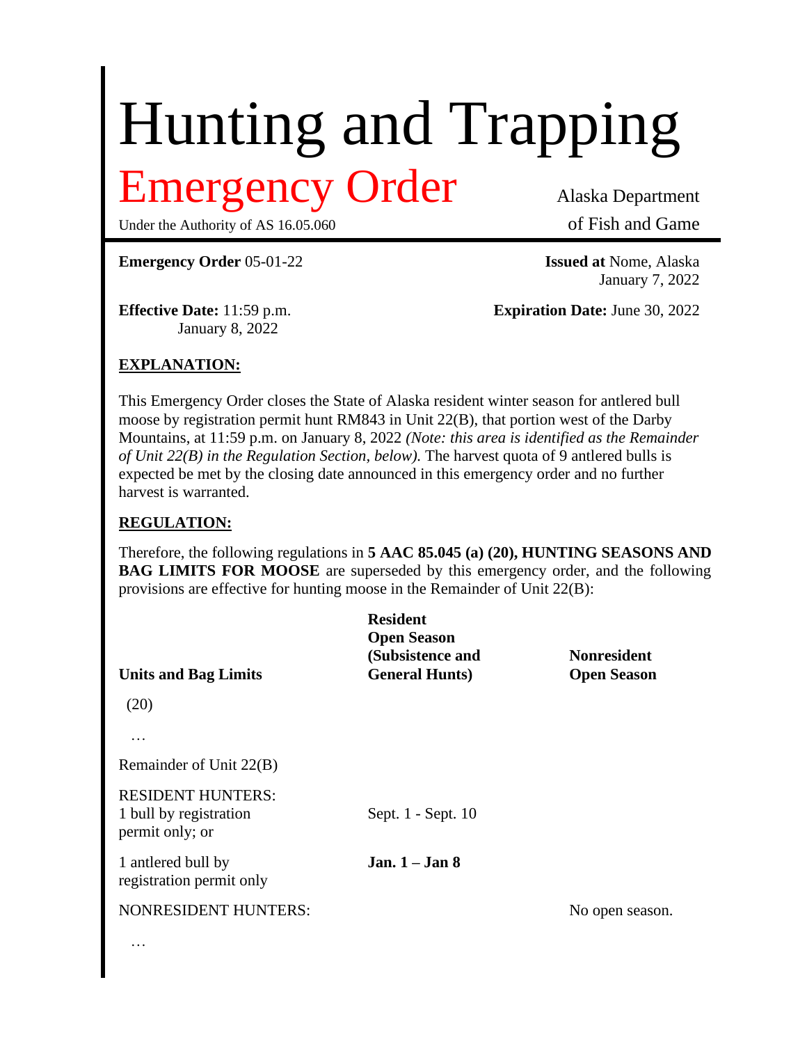# Hunting and Trapping

## Emergency Order

Under the Authority of AS 16.05.060

Alaska Department of Fish and Game

**Emergency Order** 05-01-22

**Issued at** Nome, Alaska
January 7, 2022

**Effective Date:** 11:59 p.m. January 8, 2022

**Expiration Date:** June 30, 2022

**EXPLANATION:**

This Emergency Order closes the State of Alaska resident winter season for antlered bull moose by registration permit hunt RM843 in Unit 22(B), that portion west of the Darby Mountains, at 11:59 p.m. on January 8, 2022 *(Note: this area is identified as the Remainder of Unit 22(B) in the Regulation Section, below).* The harvest quota of 9 antlered bulls is expected be met by the closing date announced in this emergency order and no further harvest is warranted.

**REGULATION:**

Therefore, the following regulations in **5 AAC 85.045 (a) (20), HUNTING SEASONS AND BAG LIMITS FOR MOOSE** are superseded by this emergency order, and the following provisions are effective for hunting moose in the Remainder of Unit 22(B):

| Units and Bag Limits | Resident Open Season (Subsistence and General Hunts) | Nonresident Open Season |
|---|---|---|
| (20) | | |
| … | | |
| Remainder of Unit 22(B) | | |
| RESIDENT HUNTERS: 1 bull by registration permit only; or | Sept. 1 - Sept. 10 | |
| 1 antlered bull by registration permit only | **Jan. 1 – Jan 8** | |
| NONRESIDENT HUNTERS: | | No open season. |
| … | | |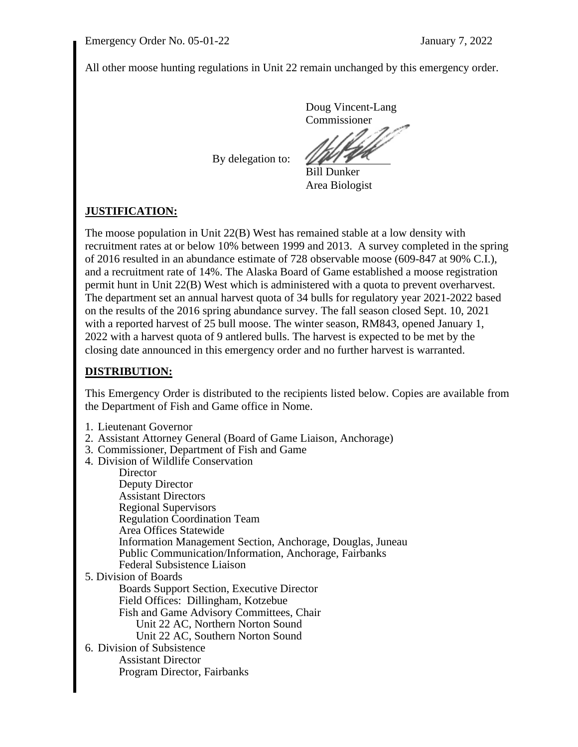All other moose hunting regulations in Unit 22 remain unchanged by this emergency order.

Doug Vincent-Lang
Commissioner

By delegation to:

Bill Dunker
Area Biologist

## **JUSTIFICATION:**

The moose population in Unit 22(B) West has remained stable at a low density with recruitment rates at or below 10% between 1999 and 2013. A survey completed in the spring of 2016 resulted in an abundance estimate of 728 observable moose (609-847 at 90% C.I.), and a recruitment rate of 14%. The Alaska Board of Game established a moose registration permit hunt in Unit 22(B) West which is administered with a quota to prevent overharvest. The department set an annual harvest quota of 34 bulls for regulatory year 2021-2022 based on the results of the 2016 spring abundance survey. The fall season closed Sept. 10, 2021 with a reported harvest of 25 bull moose. The winter season, RM843, opened January 1, 2022 with a harvest quota of 9 antlered bulls. The harvest is expected to be met by the closing date announced in this emergency order and no further harvest is warranted.

## **DISTRIBUTION:**

This Emergency Order is distributed to the recipients listed below. Copies are available from the Department of Fish and Game office in Nome.

1. Lieutenant Governor
2. Assistant Attorney General (Board of Game Liaison, Anchorage)
3. Commissioner, Department of Fish and Game
4. Division of Wildlife Conservation
    - Director
    - Deputy Director
    - Assistant Directors
    - Regional Supervisors
    - Regulation Coordination Team
    - Area Offices Statewide
    - Information Management Section, Anchorage, Douglas, Juneau
    - Public Communication/Information, Anchorage, Fairbanks
    - Federal Subsistence Liaison
5. Division of Boards
    - Boards Support Section, Executive Director
    - Field Offices: Dillingham, Kotzebue
    - Fish and Game Advisory Committees, Chair
        - Unit 22 AC, Northern Norton Sound
        - Unit 22 AC, Southern Norton Sound
6. Division of Subsistence
    - Assistant Director
    - Program Director, Fairbanks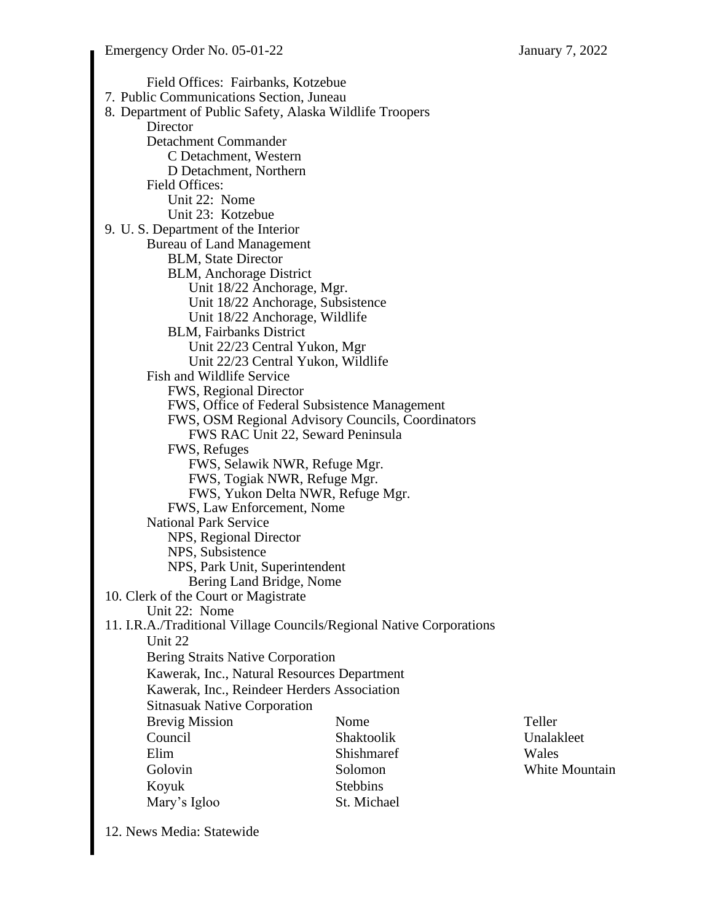Field Offices: Fairbanks, Kotzebue

7. Public Communications Section, Juneau
8. Department of Public Safety, Alaska Wildlife Troopers
   - Director
   - Detachment Commander
     - C Detachment, Western
     - D Detachment, Northern
   - Field Offices:
     - Unit 22: Nome
     - Unit 23: Kotzebue
9. U. S. Department of the Interior
   - Bureau of Land Management
     - BLM, State Director
     - BLM, Anchorage District
       - Unit 18/22 Anchorage, Mgr.
       - Unit 18/22 Anchorage, Subsistence
       - Unit 18/22 Anchorage, Wildlife
     - BLM, Fairbanks District
       - Unit 22/23 Central Yukon, Mgr
       - Unit 22/23 Central Yukon, Wildlife
   - Fish and Wildlife Service
     - FWS, Regional Director
     - FWS, Office of Federal Subsistence Management
     - FWS, OSM Regional Advisory Councils, Coordinators
       - FWS RAC Unit 22, Seward Peninsula
     - FWS, Refuges
       - FWS, Selawik NWR, Refuge Mgr.
       - FWS, Togiak NWR, Refuge Mgr.
       - FWS, Yukon Delta NWR, Refuge Mgr.
     - FWS, Law Enforcement, Nome
   - National Park Service
     - NPS, Regional Director
     - NPS, Subsistence
     - NPS, Park Unit, Superintendent
       - Bering Land Bridge, Nome
10. Clerk of the Court or Magistrate
    - Unit 22: Nome
11. I.R.A./Traditional Village Councils/Regional Native Corporations
    - Unit 22
    - Bering Straits Native Corporation
    - Kawerak, Inc., Natural Resources Department
    - Kawerak, Inc., Reindeer Herders Association
    - Sitnasuak Native Corporation

| | | |
|---|---|---|
| Brevig Mission | Nome | Teller |
| Council | Shaktoolik | Unalakleet |
| Elim | Shishmaref | Wales |
| Golovin | Solomon | White Mountain |
| Koyuk | Stebbins | |
| Mary's Igloo | St. Michael | |

12. News Media: Statewide